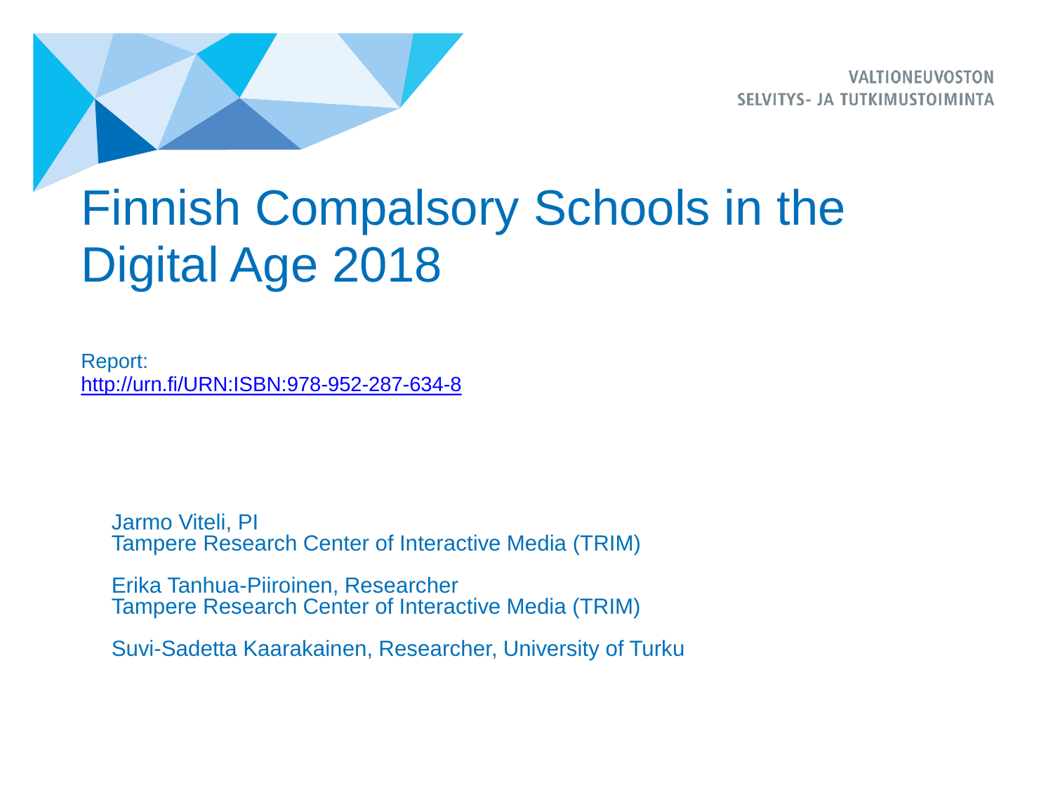VALTIONEUVOSTON
SELVITYS- JA TUTKIMUSTOIMINTA

# Finnish Compalsory Schools in the Digital Age 2018

Report:
http://urn.fi/URN:ISBN:978-952-287-634-8

Jarmo Viteli, PI
Tampere Research Center of Interactive Media (TRIM)

Erika Tanhua-Piiroinen, Researcher
Tampere Research Center of Interactive Media (TRIM)

Suvi-Sadetta Kaarakainen, Researcher, University of Turku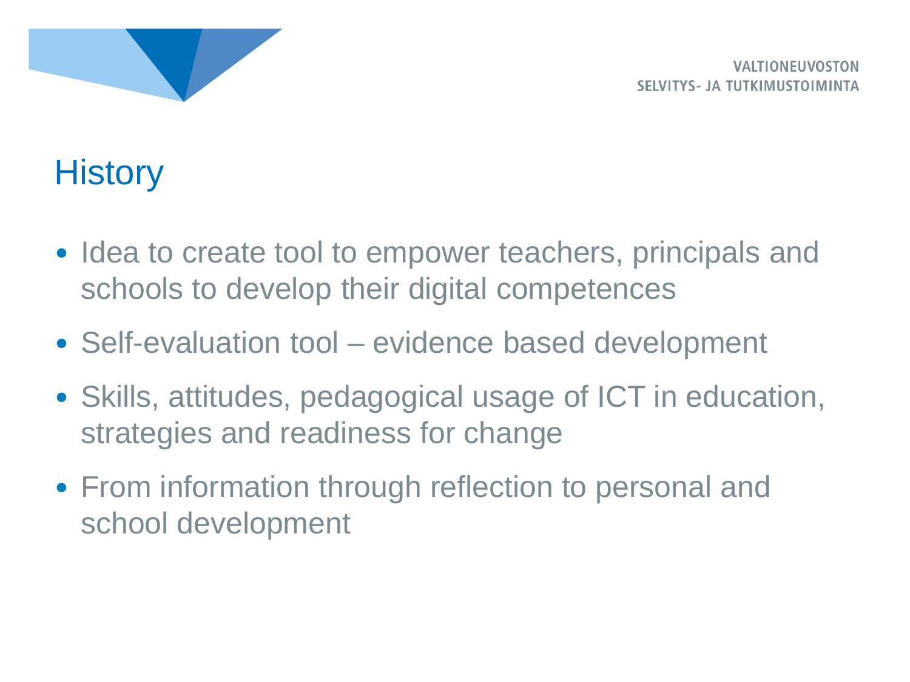# History

- Idea to create tool to empower teachers, principals and schools to develop their digital competences
- Self-evaluation tool – evidence based development
- Skills, attitudes, pedagogical usage of ICT in education, strategies and readiness for change
- From information through reflection to personal and school development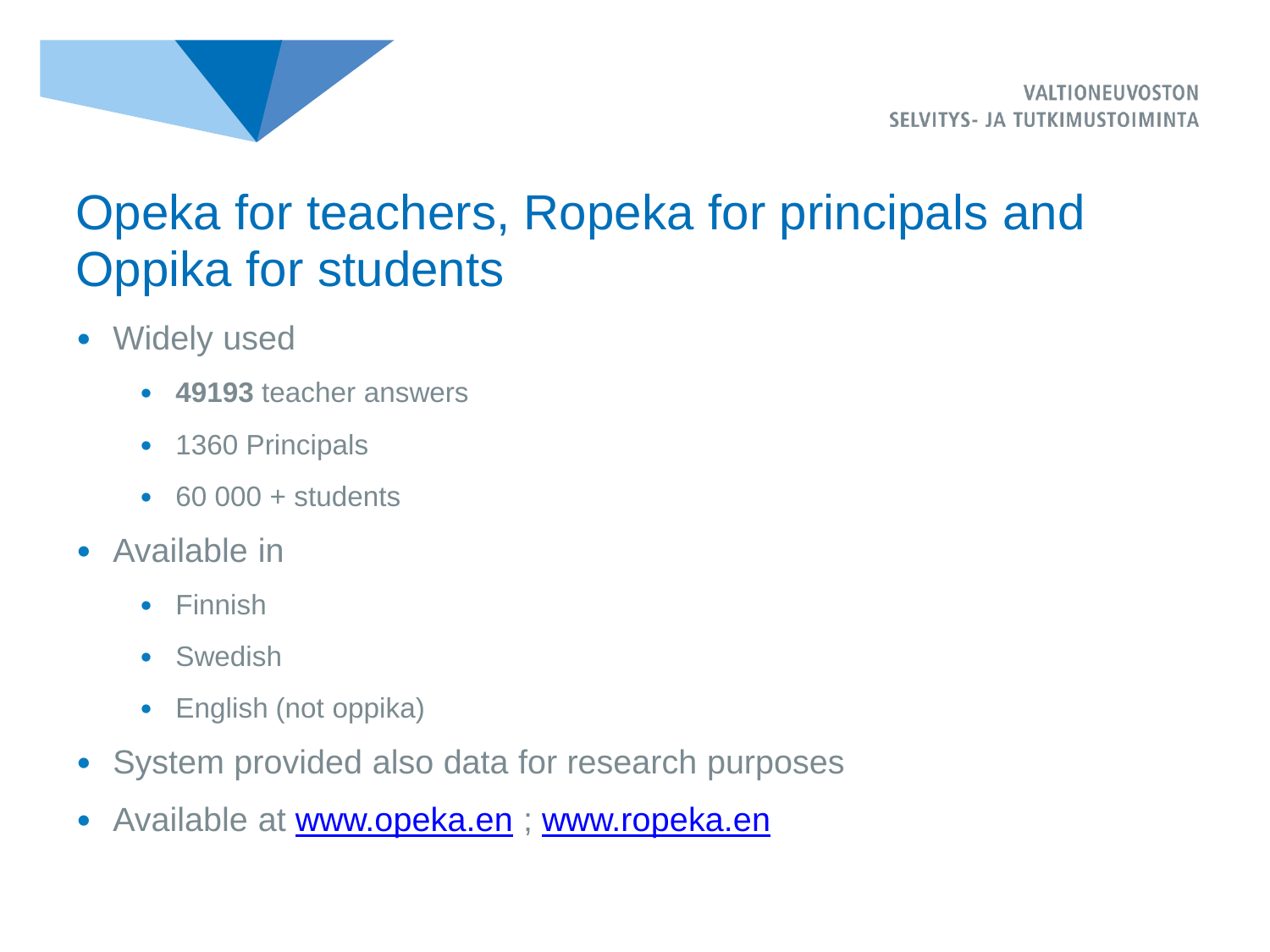# Opeka for teachers, Ropeka for principals and Oppika for students

- Widely used
  - **49193** teacher answers
  - 1360 Principals
  - 60 000 + students
- Available in
  - Finnish
  - Swedish
  - English (not oppika)
- System provided also data for research purposes
- Available at [www.opeka.en](www.opeka.en) ; [www.ropeka.en](www.ropeka.en)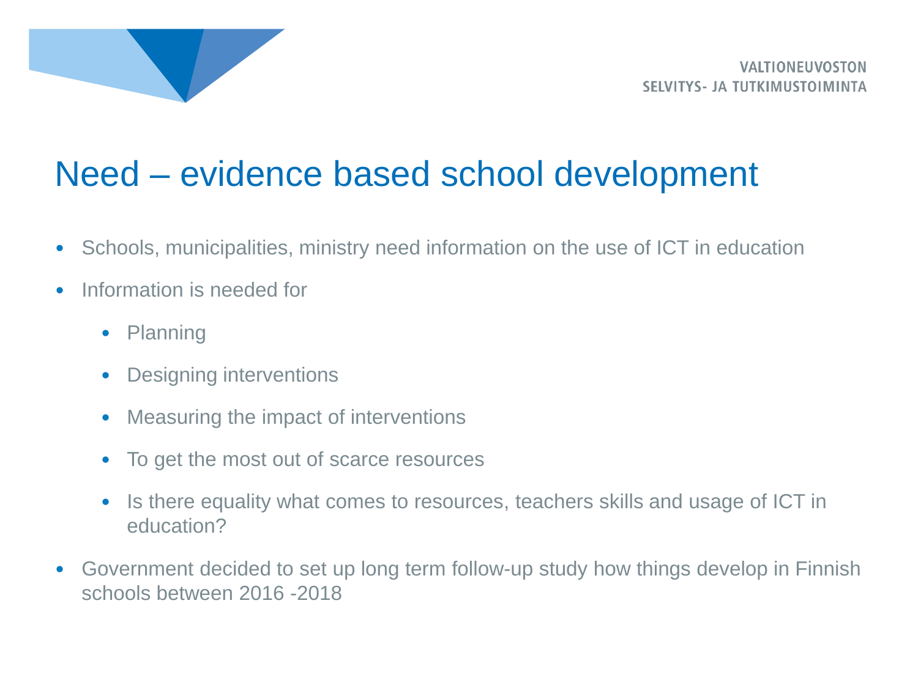# Need – evidence based school development

- Schools, municipalities, ministry need information on the use of ICT in education
- Information is needed for
  - Planning
  - Designing interventions
  - Measuring the impact of interventions
  - To get the most out of scarce resources
  - Is there equality what comes to resources, teachers skills and usage of ICT in education?
- Government decided to set up long term follow-up study how things develop in Finnish schools between 2016 -2018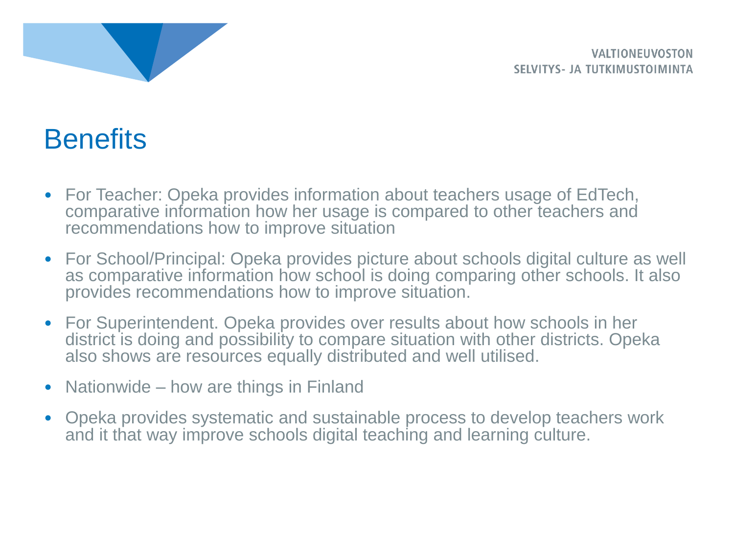# Benefits

- For Teacher: Opeka provides information about teachers usage of EdTech, comparative information how her usage is compared to other teachers and recommendations how to improve situation
- For School/Principal: Opeka provides picture about schools digital culture as well as comparative information how school is doing comparing other schools. It also provides recommendations how to improve situation.
- For Superintendent. Opeka provides over results about how schools in her district is doing and possibility to compare situation with other districts. Opeka also shows are resources equally distributed and well utilised.
- Nationwide – how are things in Finland
- Opeka provides systematic and sustainable process to develop teachers work and it that way improve schools digital teaching and learning culture.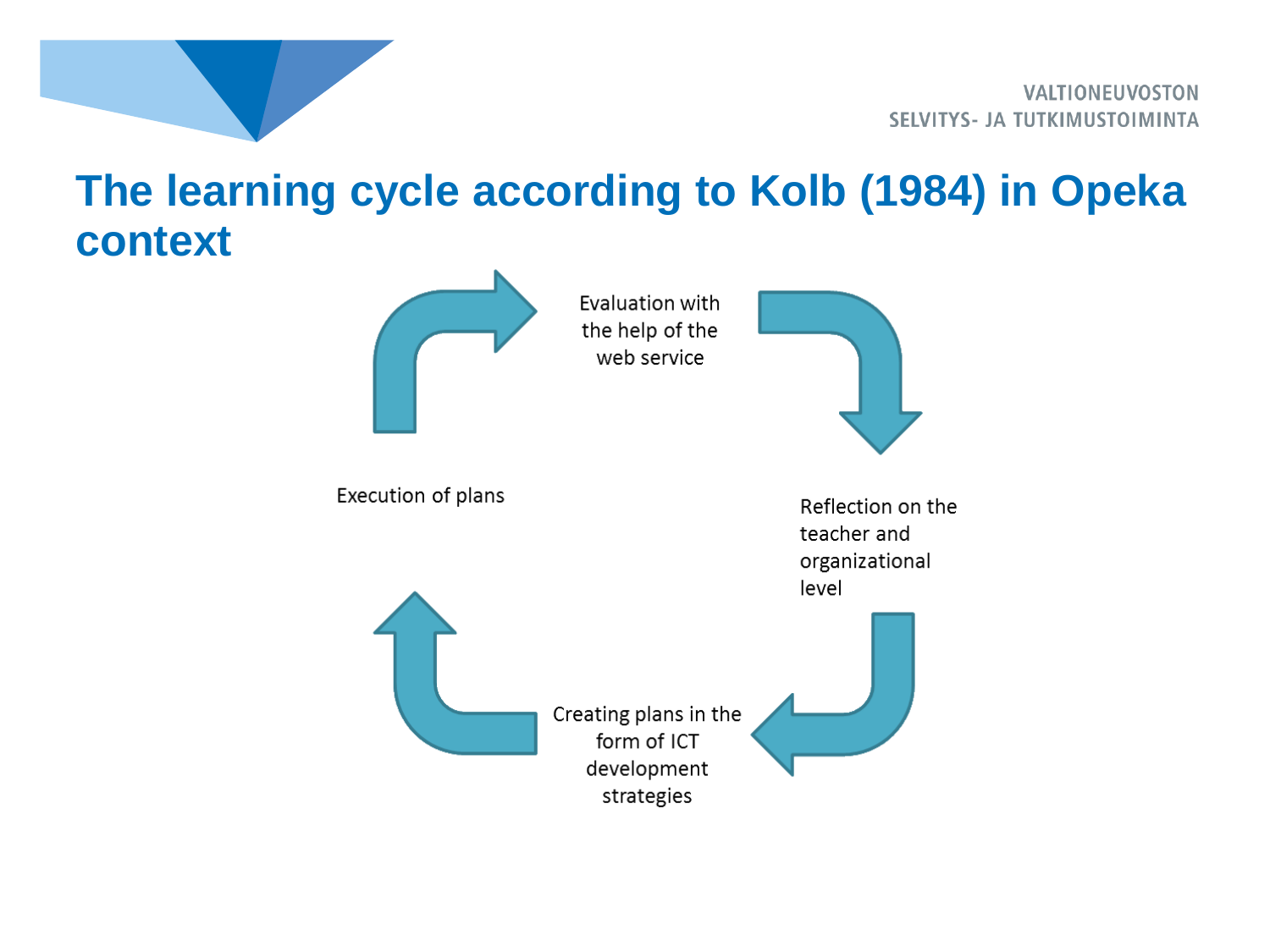# The learning cycle according to Kolb (1984) in Opeka context

Evaluation with the help of the web service

Reflection on the teacher and organizational level

Creating plans in the form of ICT development strategies

Execution of plans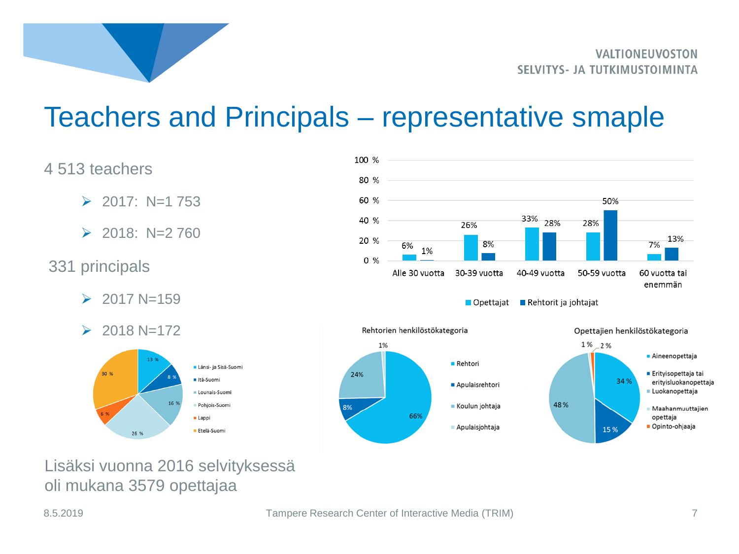# Teachers and Principals – representative smaple

4 513 teachers

- 2017: N=1 753
- 2018: N=2 760

331 principals

- 2017 N=159
- 2018 N=172

| | Opettajat | Rehtorit ja johtajat |
|---|---|---|
| Alle 30 vuotta | 6% | 1% |
| 30-39 vuotta | 26% | 8% |
| 40-49 vuotta | 33% | 28% |
| 50-59 vuotta | 28% | 50% |
| 60 vuotta tai enemmän | 7% | 13% |

| Alue | % |
|---|---|
| Länsi- ja Sisä-Suomi | 13 % |
| Itä-Suomi | 8 % |
| Lounais-Suomi | 16 % |
| Pohjois-Suomi | 26 % |
| Lappi | 6 % |
| Etelä-Suomi | 30 % |

Rehtorien henkilöstökategoria

| Kategoria | % |
|---|---|
| Rehtori | 66% |
| Apulaisrehtori | 8% |
| Koulun johtaja | 24% |
| Apulaisjohtaja | 1% |

Opettajien henkilöstökategoria

| Kategoria | % |
|---|---|
| Aineenopettaja | 34 % |
| Erityisopettaja tai erityisluokanopettaja | 15 % |
| Luokanopettaja | 48 % |
| Maahanmuuttajien opettaja | 1 % |
| Opinto-ohjaaja | 2 % |

Lisäksi vuonna 2016 selvityksessä oli mukana 3579 opettajaa

8.5.2019 Tampere Research Center of Interactive Media (TRIM)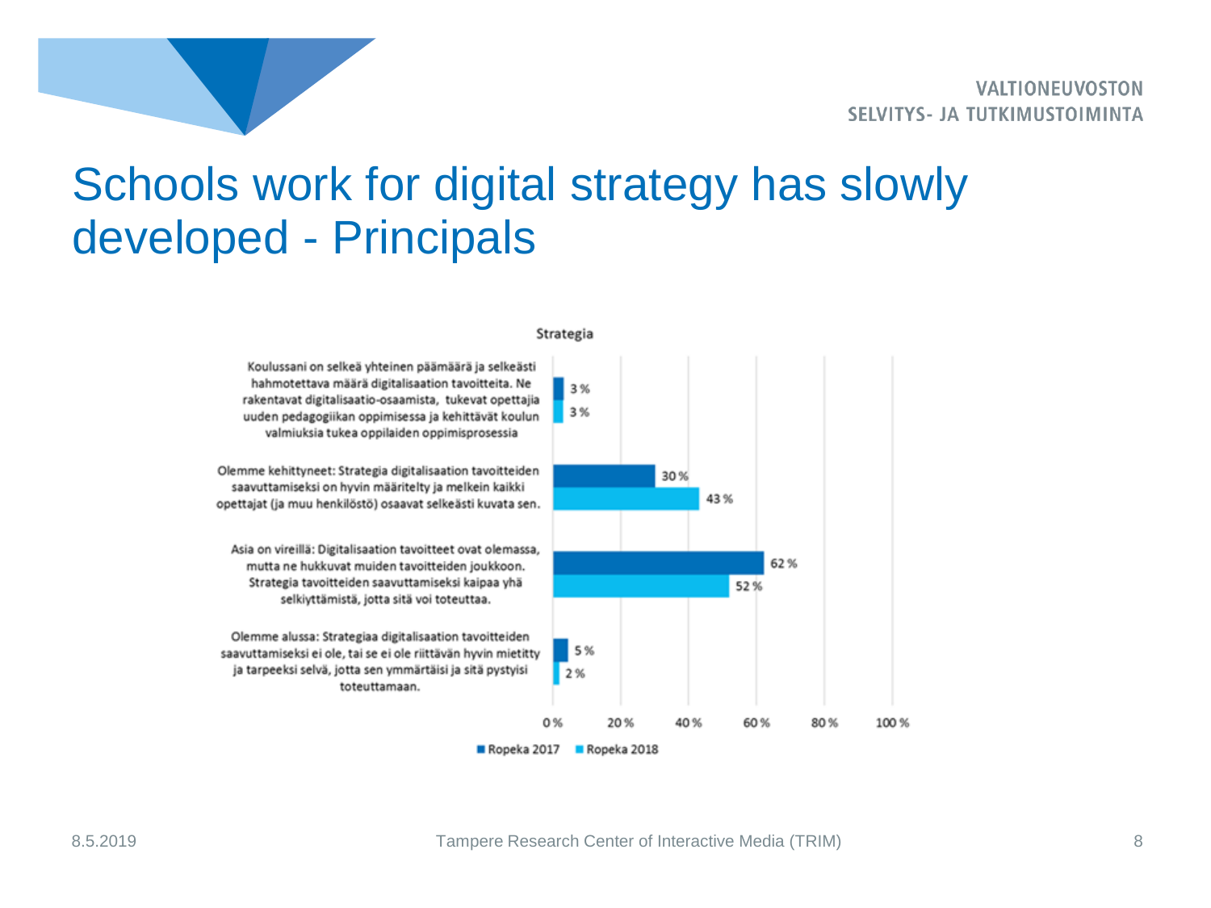# Schools work for digital strategy has slowly developed - Principals

**Strategia**

| | Ropeka 2017 | Ropeka 2018 |
|---|---|---|
| Koulussani on selkeä yhteinen päämäärä ja selkeästi hahmotettava määrä digitalisaation tavoitteita. Ne rakentavat digitalisaatio-osaamista, tukevat opettajia uuden pedagogiikan oppimisessa ja kehittävät koulun valmiuksia tukea oppilaiden oppimisprosessia | 3 % | 3 % |
| Olemme kehittyneet: Strategia digitalisaation tavoitteiden saavuttamiseksi on hyvin määritelty ja melkein kaikki opettajat (ja muu henkilöstö) osaavat selkeästi kuvata sen. | 30 % | 43 % |
| Asia on vireillä: Digitalisaation tavoitteet ovat olemassa, mutta ne hukkuvat muiden tavoitteiden joukkoon. Strategia tavoitteiden saavuttamiseksi kaipaa yhä selkiyttämistä, jotta sitä voi toteuttaa. | 62 % | 52 % |
| Olemme alussa: Strategiaa digitalisaation tavoitteiden saavuttamiseksi ei ole, tai se ei ole riittävän hyvin mietitty ja tarpeeksi selvä, jotta sen ymmärtäisi ja sitä pystyisi toteuttamaan. | 5 % | 2 % |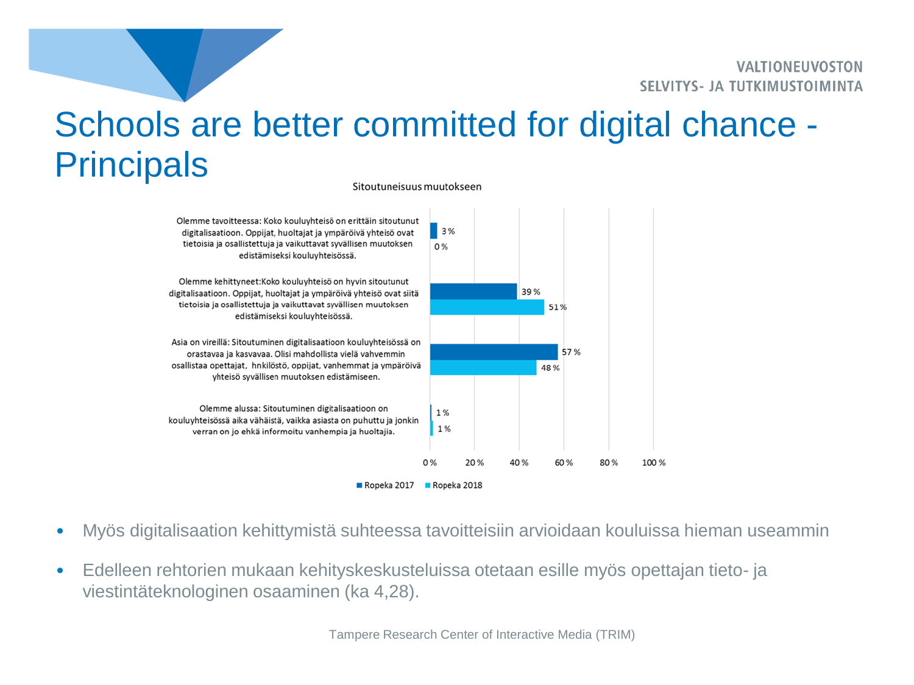# Schools are better committed for digital chance - Principals

**Sitoutuneisuus muutokseen**

| | Ropeka 2017 | Ropeka 2018 |
|---|---|---|
| Olemme tavoitteessa: Koko kouluyhteisö on erittäin sitoutunut digitalisaatioon. Oppijat, huoltajat ja ympäröivä yhteisö ovat tietoisia ja osallistettuja ja vaikuttavat syvällisen muutoksen edistämiseksi kouluyhteisössä. | 3 % | 0 % |
| Olemme kehittyneet: Koko kouluyhteisö on hyvin sitoutunut digitalisaatioon. Oppijat, huoltajat ja ympäröivä yhteisö ovat siitä tietoisia ja osallistettuja ja vaikuttavat syvällisen muutoksen edistämiseksi kouluyhteisössä. | 39 % | 51 % |
| Asia on vireillä: Sitoutuminen digitalisaatioon kouluyhteisössä on orastavaa ja kasvavaa. Olisi mahdollista vielä vahvemmin osallistaa opettajat, hnkilöstö, oppijat, vanhemmat ja ympäröivä yhteisö syvällisen muutoksen edistämiseen. | 57 % | 48 % |
| Olemme alussa: Sitoutuminen digitalisaatioon on kouluyhteisössä aika vähäistä, vaikka asiasta on puhuttu ja jonkin verran on jo ehkä informoitu vanhempia ja huoltajia. | 1 % | 1 % |

- Myös digitalisaation kehittymistä suhteessa tavoitteisiin arvioidaan kouluissa hieman useammin
- Edelleen rehtorien mukaan kehityskeskusteluissa otetaan esille myös opettajan tieto- ja viestintäteknologinen osaaminen (ka 4,28).

Tampere Research Center of Interactive Media (TRIM)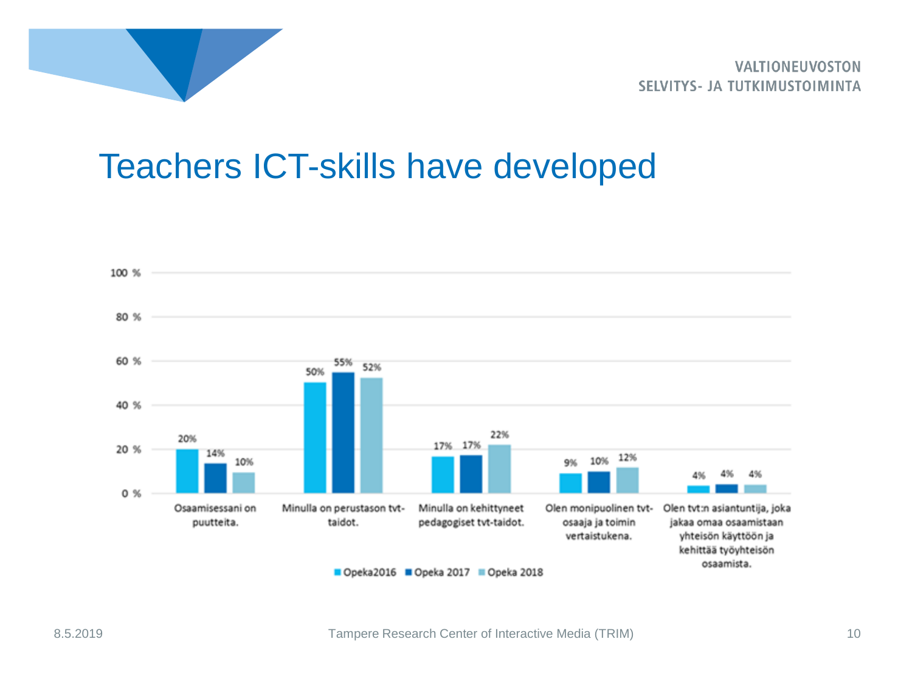# Teachers ICT-skills have developed

| | Opeka2016 | Opeka 2017 | Opeka 2018 |
|---|---|---|---|
| Osaamisessani on puutteita. | 20% | 14% | 10% |
| Minulla on perustason tvt-taidot. | 50% | 55% | 52% |
| Minulla on kehittyneet pedagogiset tvt-taidot. | 17% | 17% | 22% |
| Olen monipuolinen tvt-osaaja ja toimin vertaistukena. | 9% | 10% | 12% |
| Olen tvt:n asiantuntija, joka jakaa omaa osaamistaan yhteisön käyttöön ja kehittää työyhteisön osaamista. | 4% | 4% | 4% |

8.5.2019

Tampere Research Center of Interactive Media (TRIM)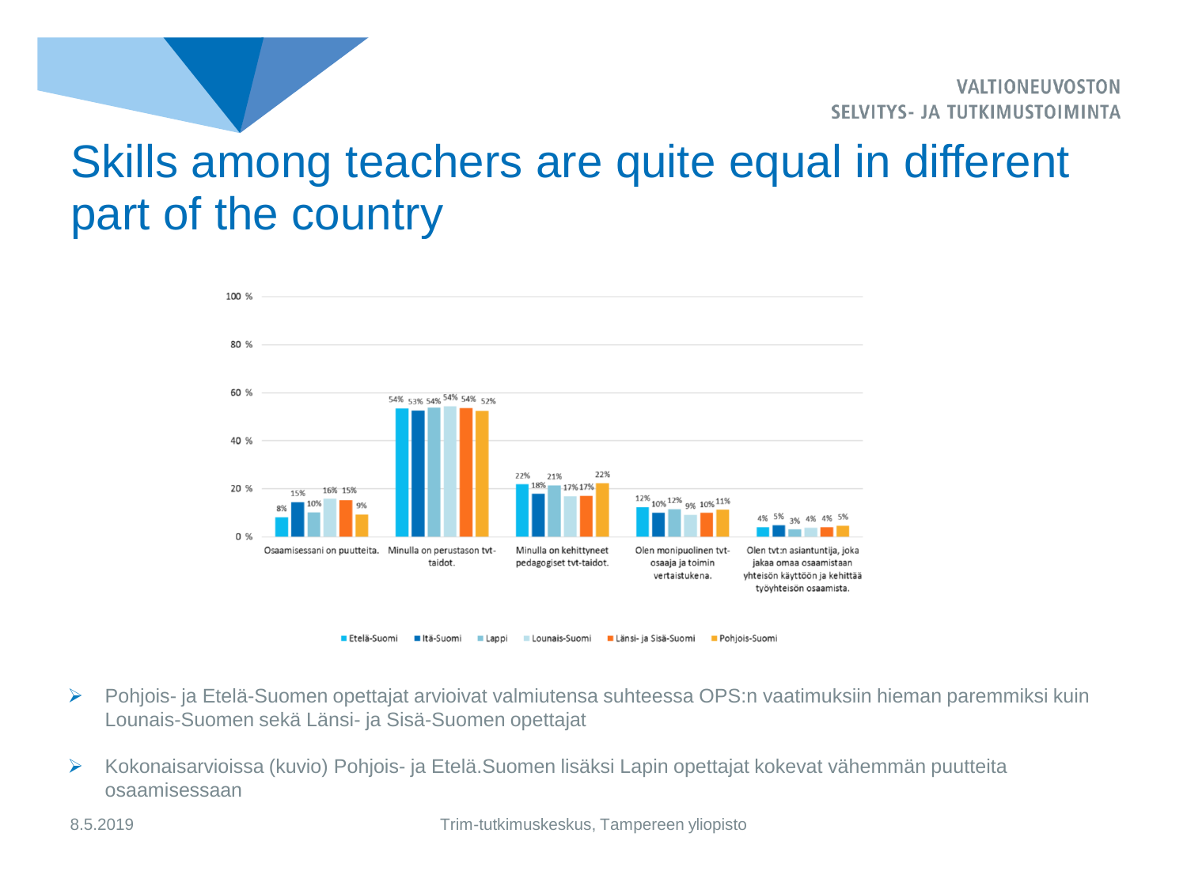# Skills among teachers are quite equal in different part of the country

| | Etelä-Suomi | Itä-Suomi | Lappi | Lounais-Suomi | Länsi- ja Sisä-Suomi | Pohjois-Suomi |
|---|---|---|---|---|---|---|
| Osaamisessani on puutteita. | 8% | 15% | 10% | 16% | 15% | 9% |
| Minulla on perustason tvt-taidot. | 54% | 53% | 54% | 54% | 54% | 52% |
| Minulla on kehittyneet pedagogiset tvt-taidot. | 22% | 18% | 21% | 17% | 17% | 22% |
| Olen monipuolinen tvt-osaaja ja toimin vertaistukena. | 12% | 10% | 12% | 9% | 10% | 11% |
| Olen tvt:n asiantuntija, joka jakaa omaa osaamistaan yhteisön käyttöön ja kehittää työyhteisön osaamista. | 4% | 5% | 3% | 4% | 4% | 5% |

- Pohjois- ja Etelä-Suomen opettajat arvioivat valmiutensa suhteessa OPS:n vaatimuksiin hieman paremmiksi kuin Lounais-Suomen sekä Länsi- ja Sisä-Suomen opettajat
- Kokonaisarvioissa (kuvio) Pohjois- ja Etelä.Suomen lisäksi Lapin opettajat kokevat vähemmän puutteita osaamisessaan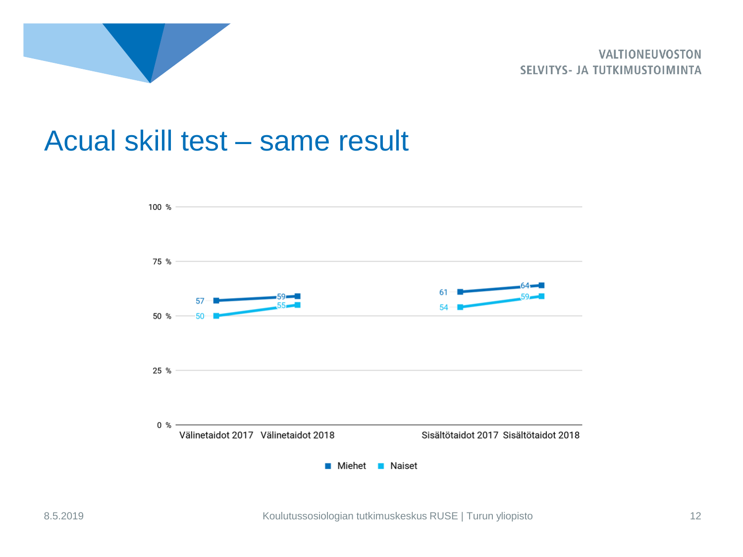# Acual skill test – same result

| | Välinetaidot 2017 | Välinetaidot 2018 | Sisältötaidot 2017 | Sisältötaidot 2018 |
|---|---|---|---|---|
| Miehet | 57 | 59 | 61 | 64 |
| Naiset | 50 | 55 | 54 | 59 |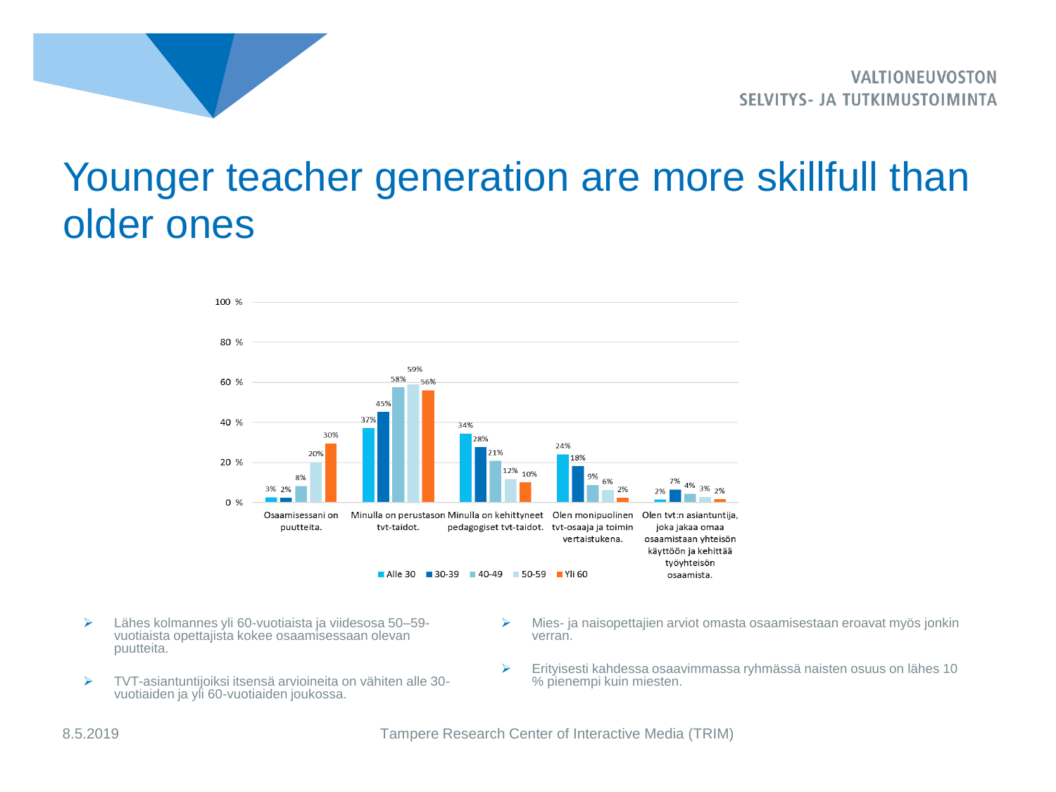# Younger teacher generation are more skillfull than older ones

| | Alle 30 | 30-39 | 40-49 | 50-59 | Yli 60 |
|---|---|---|---|---|---|
| Osaamisessani on puutteita. | 3% | 2% | 8% | 20% | 30% |
| Minulla on perustason tvt-taidot. | 37% | 45% | 58% | 59% | 56% |
| Minulla on kehittyneet pedagogiset tvt-taidot. | 34% | 28% | 21% | 12% | 10% |
| Olen monipuolinen tvt-osaaja ja toimin vertaistukena. | 24% | 18% | 9% | 6% | 2% |
| Olen tvt:n asiantuntija, joka jakaa omaa osaamistaan yhteisön käyttöön ja kehittää työyhteisön osaamista. | 2% | 7% | 4% | 3% | 2% |

- Lähes kolmannes yli 60-vuotiaista ja viidesosa 50–59-vuotiaista opettajista kokee osaamisessaan olevan puutteita.
- TVT-asiantuntijoiksi itsensä arvioineita on vähiten alle 30-vuotiaiden ja yli 60-vuotiaiden joukossa.
- Mies- ja naisopettajien arviot omasta osaamisestaan eroavat myös jonkin verran.
- Erityisesti kahdessa osaavimmassa ryhmässä naisten osuus on lähes 10 % pienempi kuin miesten.

8.5.2019

Tampere Research Center of Interactive Media (TRIM)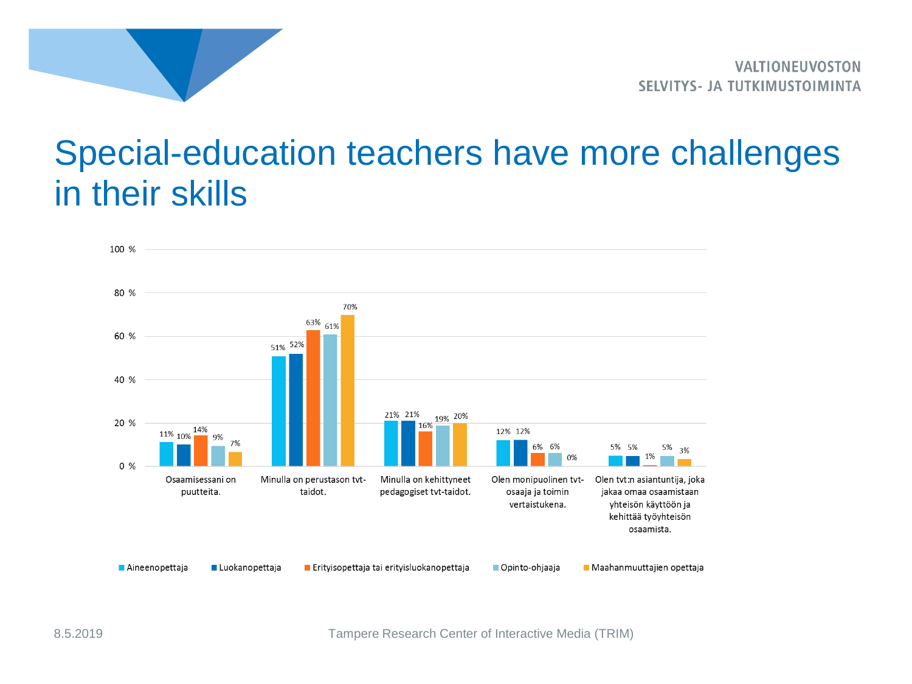# Special-education teachers have more challenges in their skills

| | Aineenopettaja | Luokanopettaja | Erityisopettaja tai erityisluokanopettaja | Opinto-ohjaaja | Maahanmuuttajien opettaja |
|---|---|---|---|---|---|
| Osaamisessani on puutteita. | 11% | 10% | 14% | 9% | 7% |
| Minulla on perustason tvt-taidot. | 51% | 52% | 63% | 61% | 70% |
| Minulla on kehittyneet pedagogiset tvt-taidot. | 21% | 21% | 16% | 19% | 20% |
| Olen monipuolinen tvt-osaaja ja toimin vertaistukena. | 12% | 12% | 6% | 6% | 0% |
| Olen tvt:n asiantuntija, joka jakaa omaa osaamistaan yhteisön käyttöön ja kehittää työyhteisön osaamista. | 5% | 5% | 1% | 5% | 3% |

8.5.2019

Tampere Research Center of Interactive Media (TRIM)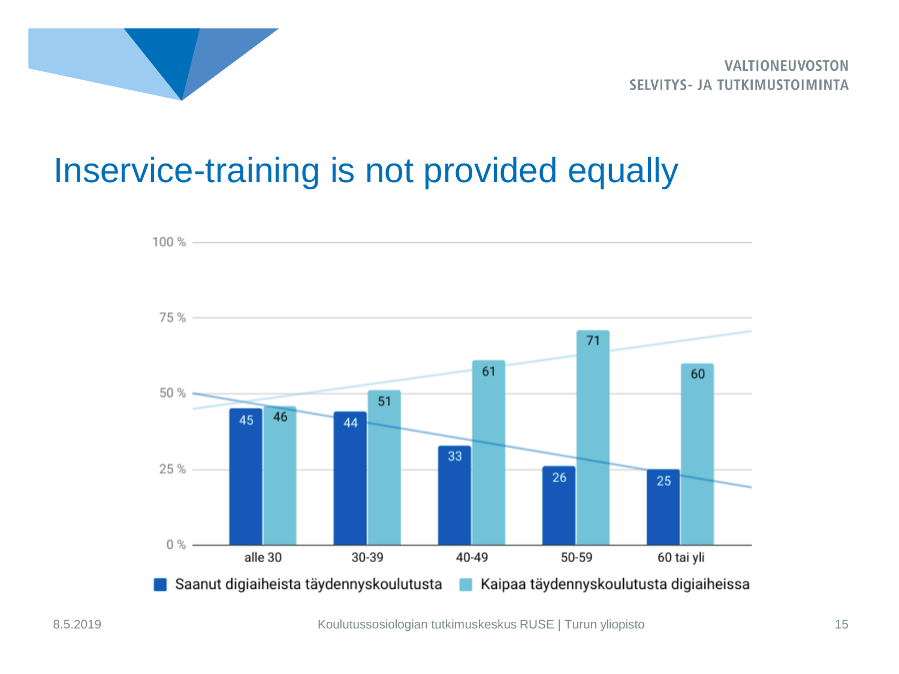# Inservice-training is not provided equally

| | alle 30 | 30-39 | 40-49 | 50-59 | 60 tai yli |
|---|---|---|---|---|---|
| Saanut digiaiheista täydennyskoulutusta | 45 | 44 | 33 | 26 | 25 |
| Kaipaa täydennyskoulutusta digiaiheissa | 46 | 51 | 61 | 71 | 60 |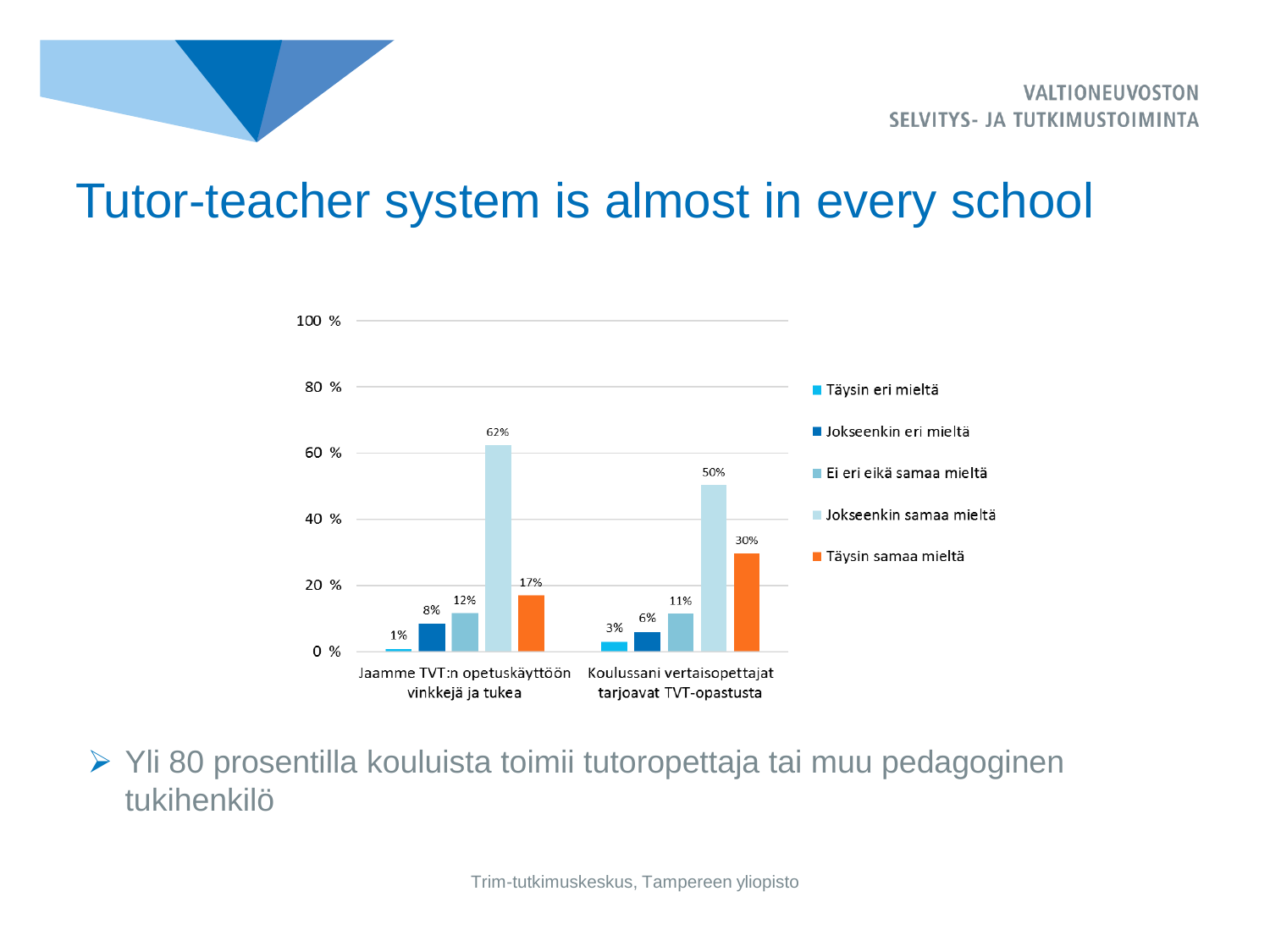# Tutor-teacher system is almost in every school

| | Täysin eri mieltä | Jokseenkin eri mieltä | Ei eri eikä samaa mieltä | Jokseenkin samaa mieltä | Täysin samaa mieltä |
|---|---|---|---|---|---|
| Jaamme TVT:n opetuskäyttöön vinkkejä ja tukea | 1% | 8% | 12% | 62% | 17% |
| Koulussani vertaisopettajat tarjoavat TVT-opastusta | 3% | 6% | 11% | 50% | 30% |

- Yli 80 prosentilla kouluista toimii tutoropettaja tai muu pedagoginen tukihenkilö

Trim-tutkimuskeskus, Tampereen yliopisto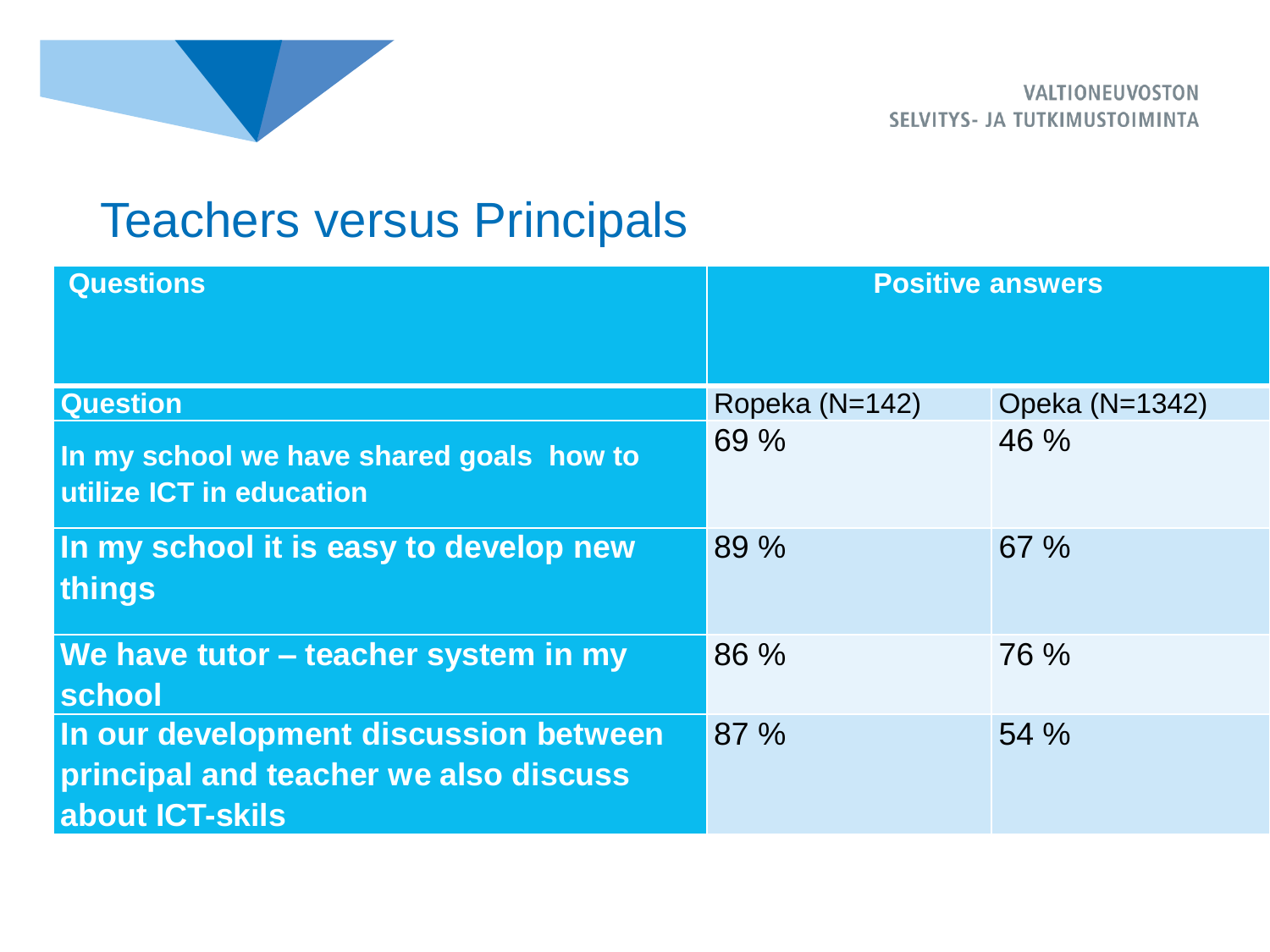# Teachers versus Principals

| Questions | Positive answers | |
|---|---|---|
| **Question** | Ropeka (N=142) | Opeka (N=1342) |
| **In my school we have shared goals how to utilize ICT in education** | 69 % | 46 % |
| **In my school it is easy to develop new things** | 89 % | 67 % |
| **We have tutor – teacher system in my school** | 86 % | 76 % |
| **In our development discussion between principal and teacher we also discuss about ICT-skils** | 87 % | 54 % |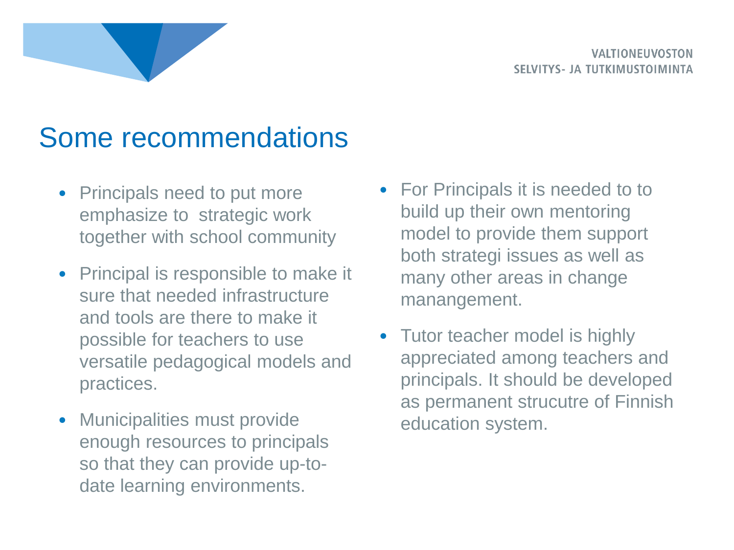# Some recommendations

- Principals need to put more emphasize to strategic work together with school community
- Principal is responsible to make it sure that needed infrastructure and tools are there to make it possible for teachers to use versatile pedagogical models and practices.
- Municipalities must provide enough resources to principals so that they can provide up-to-date learning environments.
- For Principals it is needed to to build up their own mentoring model to provide them support both strategi issues as well as many other areas in change manangement.
- Tutor teacher model is highly appreciated among teachers and principals. It should be developed as permanent strucutre of Finnish education system.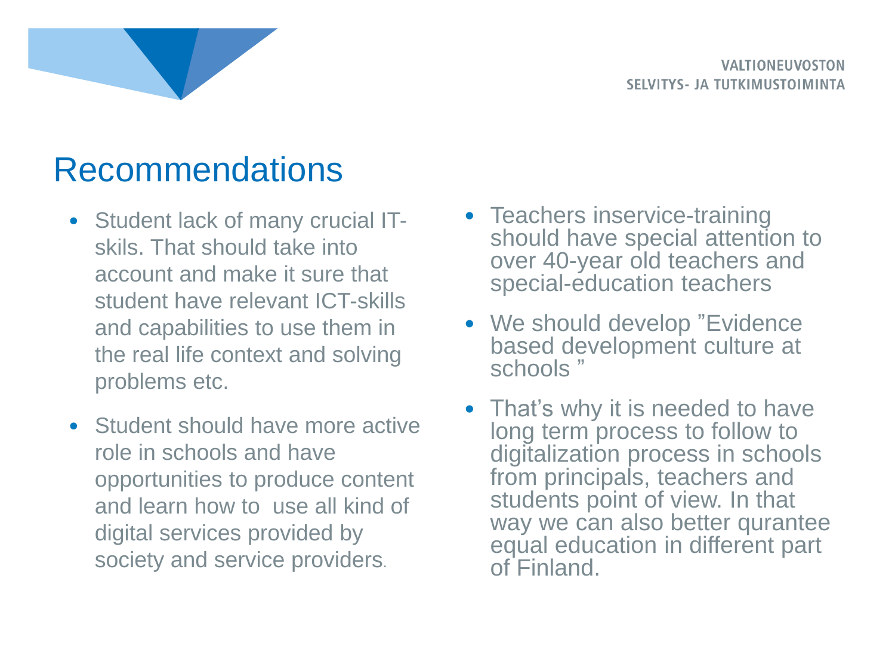# Recommendations

- Student lack of many crucial IT-skils. That should take into account and make it sure that student have relevant ICT-skills and capabilities to use them in the real life context and solving problems etc.
- Student should have more active role in schools and have opportunities to produce content and learn how to use all kind of digital services provided by society and service providers.
- Teachers inservice-training should have special attention to over 40-year old teachers and special-education teachers
- We should develop ”Evidence based development culture at schools ”
- That’s why it is needed to have long term process to follow to digitalization process in schools from principals, teachers and students point of view. In that way we can also better qurantee equal education in different part of Finland.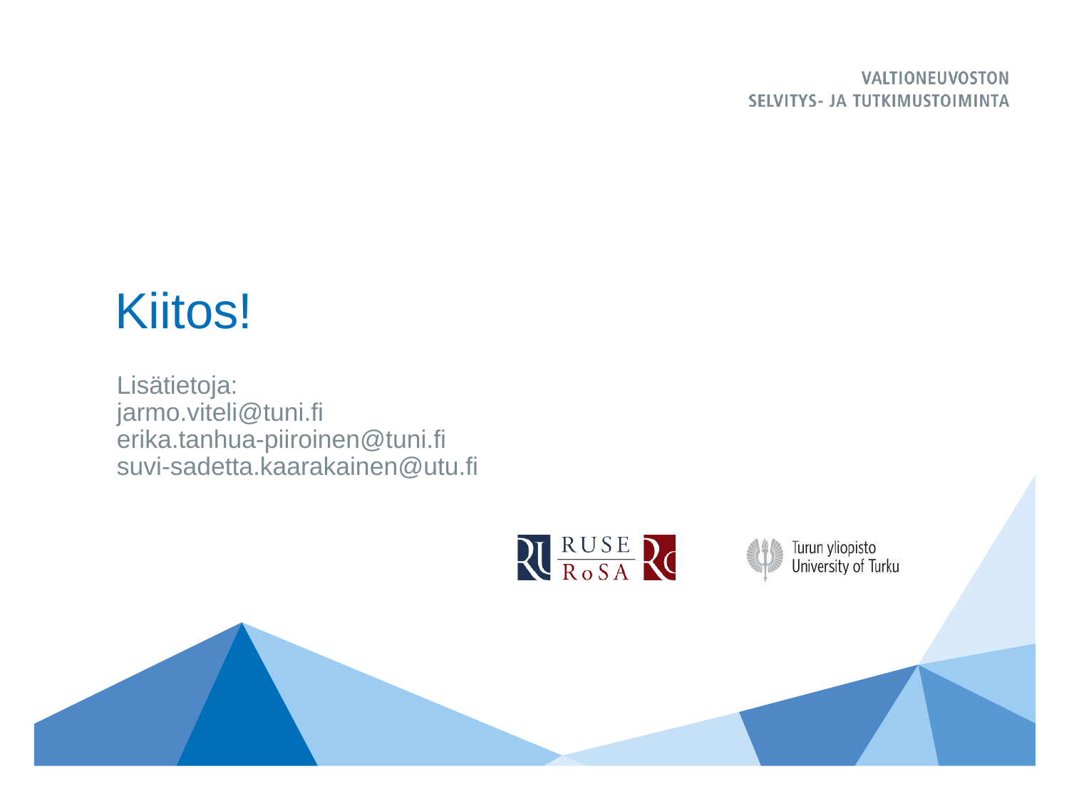VALTIONEUVOSTON
SELVITYS- JA TUTKIMUSTOIMINTA

# Kiitos!

Lisätietoja:
jarmo.viteli@tuni.fi
erika.tanhua-piiroinen@tuni.fi
suvi-sadetta.kaarakainen@utu.fi

RUSE RoSA

Turun yliopisto
University of Turku